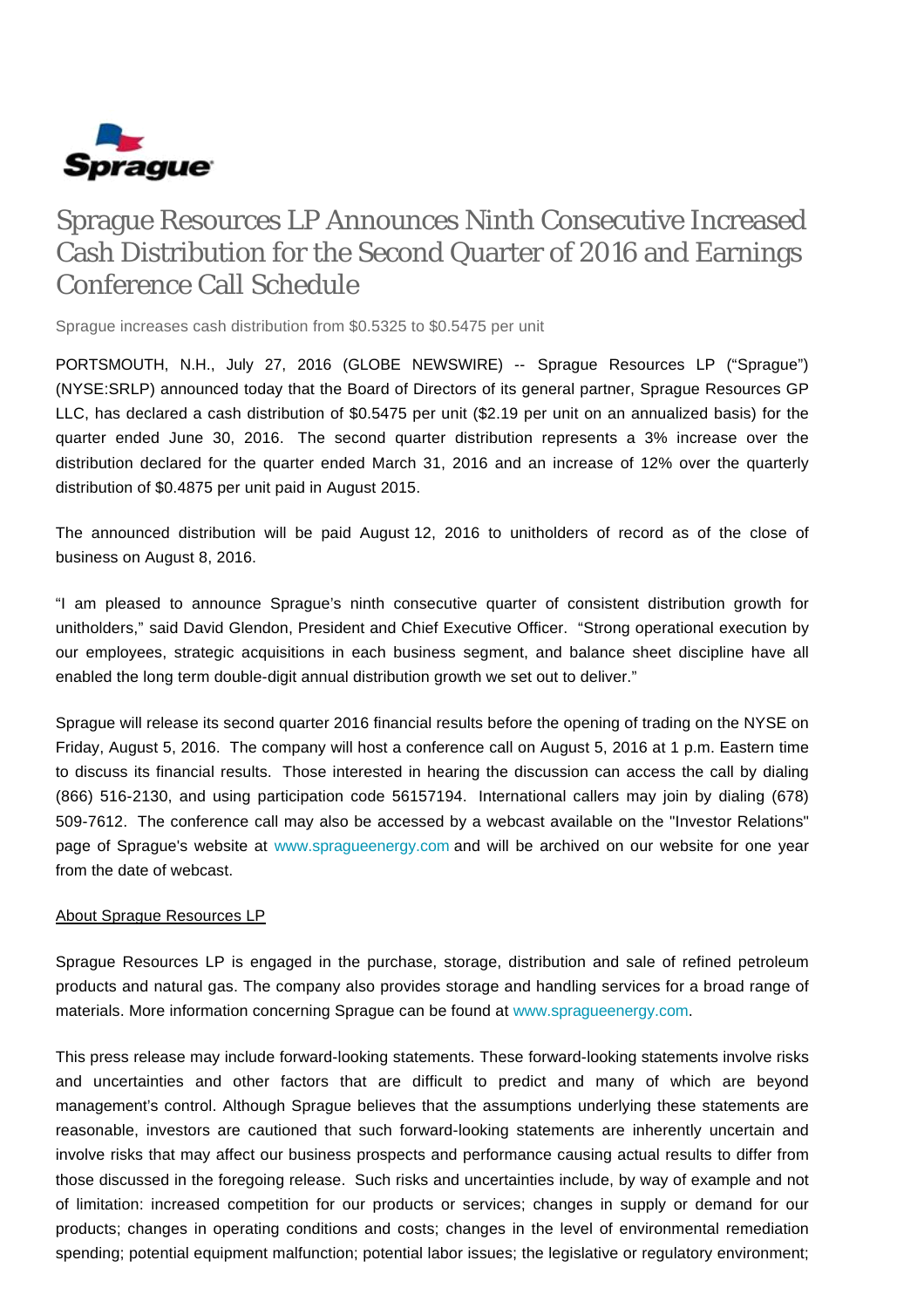# Sprague Resources LP Announces Ninth Consecutive Increased Cash Distribution for the Second Quarter of 2016 and Earnings Conference Call Schedule

Sprague increases cash distribution from $0.5325 to $0.5475 per unit

PORTSMOUTH, N.H., July 27, 2016 (GLOBE NEWSWIRE) -- Sprague Resources LP ("Sprague") (NYSE:SRLP) announced today that the Board of Directors of its general partner, Sprague Resources GP LLC, has declared a cash distribution of $0.5475 per unit ($2.19 per unit on an annualized basis) for the quarter ended June 30, 2016. The second quarter distribution represents a 3% increase over the distribution declared for the quarter ended March 31, 2016 and an increase of 12% over the quarterly distribution of $0.4875 per unit paid in August 2015.

The announced distribution will be paid August 12, 2016 to unitholders of record as of the close of business on August 8, 2016.

"I am pleased to announce Sprague's ninth consecutive quarter of consistent distribution growth for unitholders," said David Glendon, President and Chief Executive Officer. "Strong operational execution by our employees, strategic acquisitions in each business segment, and balance sheet discipline have all enabled the long term double-digit annual distribution growth we set out to deliver."

Sprague will release its second quarter 2016 financial results before the opening of trading on the NYSE on Friday, August 5, 2016. The company will host a conference call on August 5, 2016 at 1 p.m. Eastern time to discuss its financial results. Those interested in hearing the discussion can access the call by dialing (866) 516-2130, and using participation code 56157194. International callers may join by dialing (678) 509-7612. The conference call may also be accessed by a webcast available on the "Investor Relations" page of Sprague's website at www.spragueenergy.com and will be archived on our website for one year from the date of webcast.

About Sprague Resources LP

Sprague Resources LP is engaged in the purchase, storage, distribution and sale of refined petroleum products and natural gas. The company also provides storage and handling services for a broad range of materials. More information concerning Sprague can be found at www.spragueenergy.com.

This press release may include forward-looking statements. These forward-looking statements involve risks and uncertainties and other factors that are difficult to predict and many of which are beyond management's control. Although Sprague believes that the assumptions underlying these statements are reasonable, investors are cautioned that such forward-looking statements are inherently uncertain and involve risks that may affect our business prospects and performance causing actual results to differ from those discussed in the foregoing release. Such risks and uncertainties include, by way of example and not of limitation: increased competition for our products or services; changes in supply or demand for our products; changes in operating conditions and costs; changes in the level of environmental remediation spending; potential equipment malfunction; potential labor issues; the legislative or regulatory environment;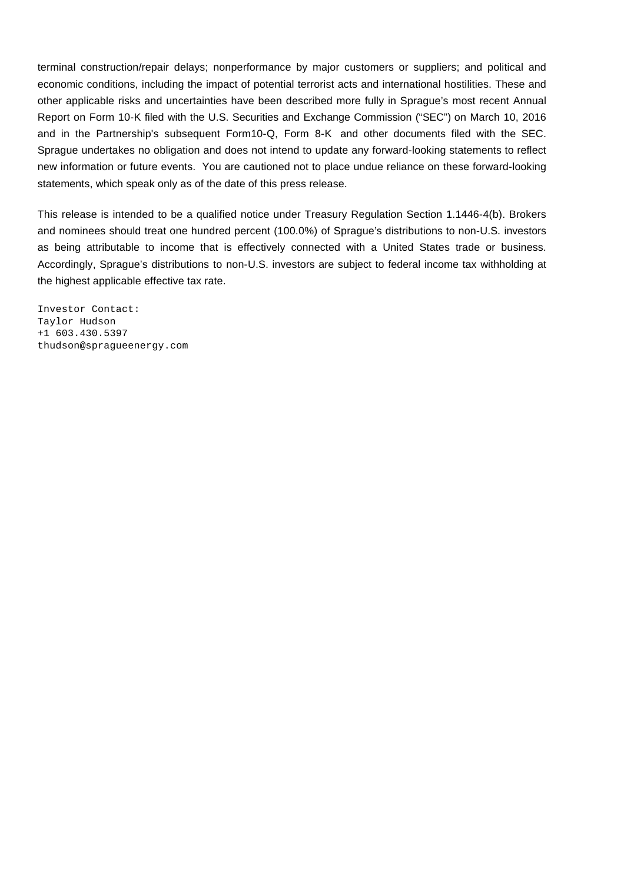terminal construction/repair delays; nonperformance by major customers or suppliers; and political and economic conditions, including the impact of potential terrorist acts and international hostilities. These and other applicable risks and uncertainties have been described more fully in Sprague's most recent Annual Report on Form 10-K filed with the U.S. Securities and Exchange Commission ("SEC") on March 10, 2016 and in the Partnership's subsequent Form10-Q, Form 8-K and other documents filed with the SEC. Sprague undertakes no obligation and does not intend to update any forward-looking statements to reflect new information or future events. You are cautioned not to place undue reliance on these forward-looking statements, which speak only as of the date of this press release.

This release is intended to be a qualified notice under Treasury Regulation Section 1.1446-4(b). Brokers and nominees should treat one hundred percent (100.0%) of Sprague's distributions to non-U.S. investors as being attributable to income that is effectively connected with a United States trade or business. Accordingly, Sprague's distributions to non-U.S. investors are subject to federal income tax withholding at the highest applicable effective tax rate.

Investor Contact:
Taylor Hudson
+1 603.430.5397
thudson@spragueenergy.com